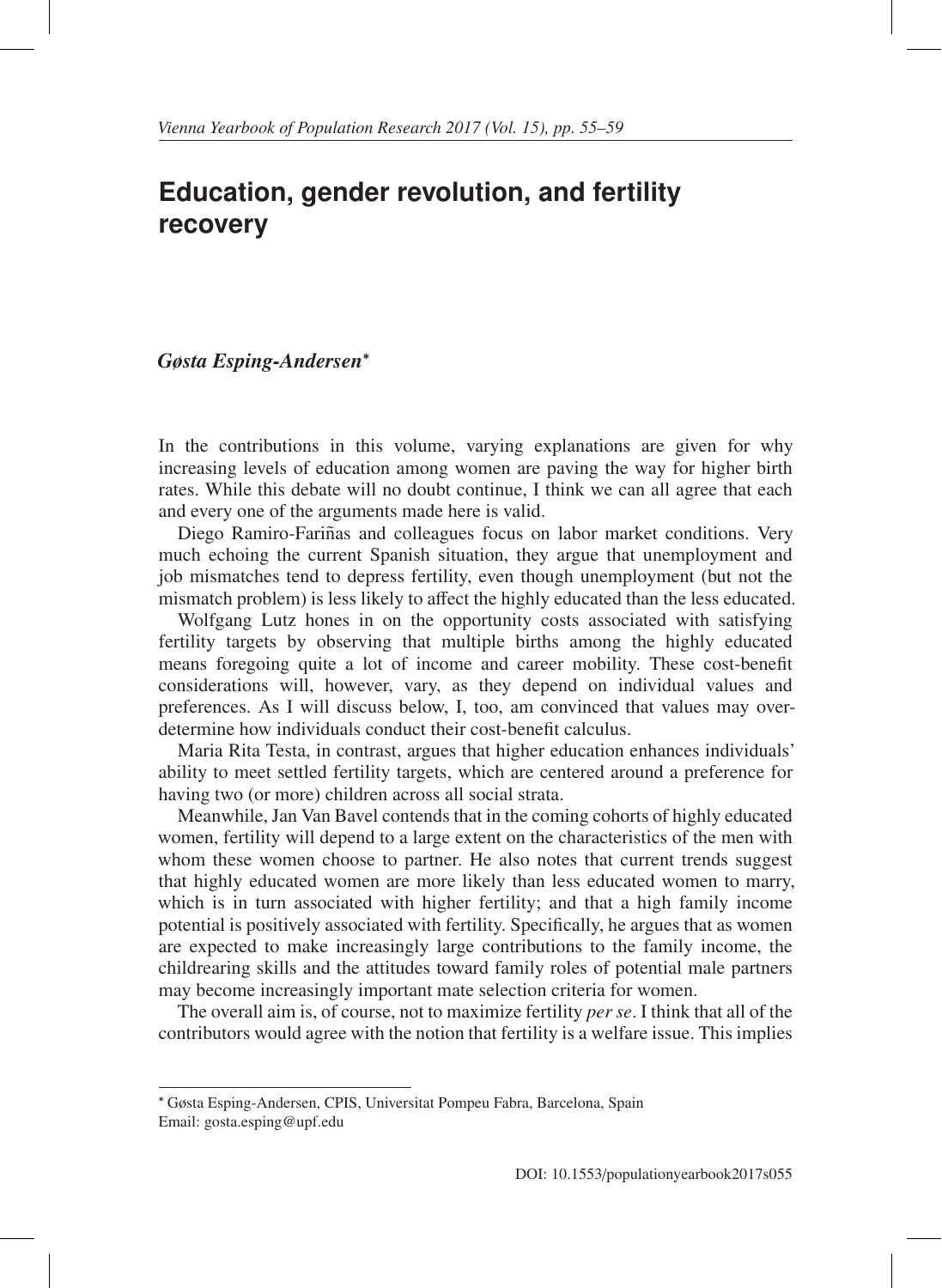# Education, gender revolution, and fertility recovery

***Gøsta Esping-Andersen****

In the contributions in this volume, varying explanations are given for why increasing levels of education among women are paving the way for higher birth rates. While this debate will no doubt continue, I think we can all agree that each and every one of the arguments made here is valid.

Diego Ramiro-Fariñas and colleagues focus on labor market conditions. Very much echoing the current Spanish situation, they argue that unemployment and job mismatches tend to depress fertility, even though unemployment (but not the mismatch problem) is less likely to affect the highly educated than the less educated.

Wolfgang Lutz hones in on the opportunity costs associated with satisfying fertility targets by observing that multiple births among the highly educated means foregoing quite a lot of income and career mobility. These cost-benefit considerations will, however, vary, as they depend on individual values and preferences. As I will discuss below, I, too, am convinced that values may over-determine how individuals conduct their cost-benefit calculus.

Maria Rita Testa, in contrast, argues that higher education enhances individuals' ability to meet settled fertility targets, which are centered around a preference for having two (or more) children across all social strata.

Meanwhile, Jan Van Bavel contends that in the coming cohorts of highly educated women, fertility will depend to a large extent on the characteristics of the men with whom these women choose to partner. He also notes that current trends suggest that highly educated women are more likely than less educated women to marry, which is in turn associated with higher fertility; and that a high family income potential is positively associated with fertility. Specifically, he argues that as women are expected to make increasingly large contributions to the family income, the childrearing skills and the attitudes toward family roles of potential male partners may become increasingly important mate selection criteria for women.

The overall aim is, of course, not to maximize fertility *per se*. I think that all of the contributors would agree with the notion that fertility is a welfare issue. This implies

---

* Gøsta Esping-Andersen, CPIS, Universitat Pompeu Fabra, Barcelona, Spain
Email: gosta.esping@upf.edu

DOI: 10.1553/populationyearbook2017s055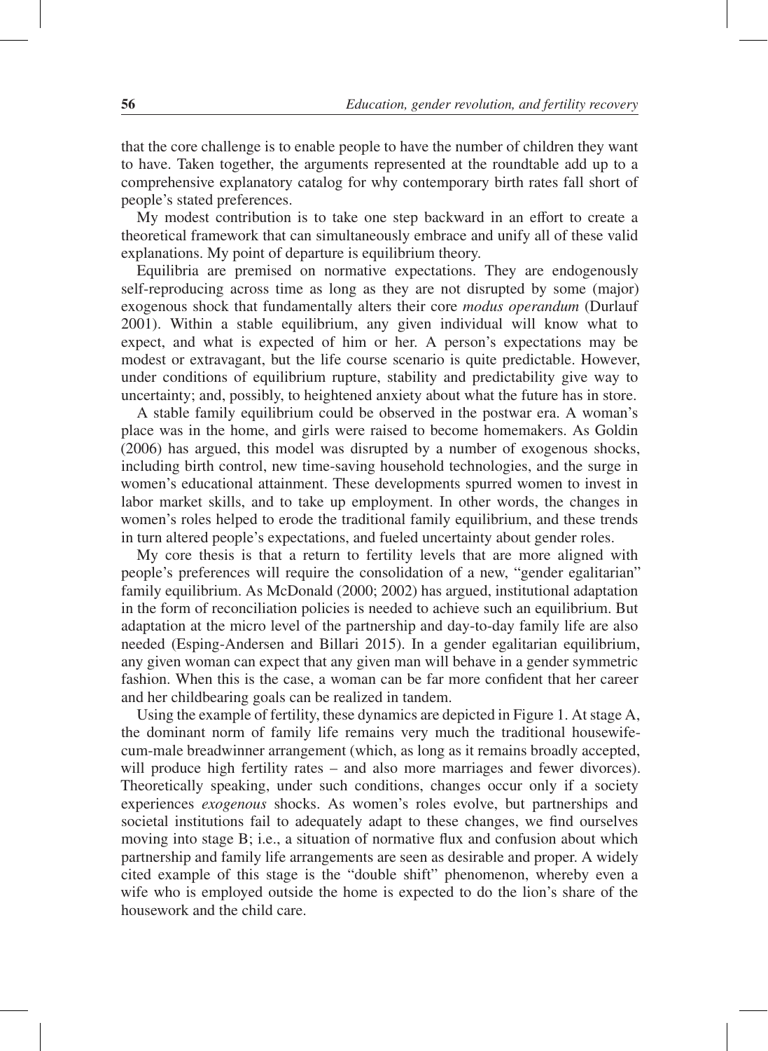that the core challenge is to enable people to have the number of children they want to have. Taken together, the arguments represented at the roundtable add up to a comprehensive explanatory catalog for why contemporary birth rates fall short of people's stated preferences.

My modest contribution is to take one step backward in an effort to create a theoretical framework that can simultaneously embrace and unify all of these valid explanations. My point of departure is equilibrium theory.

Equilibria are premised on normative expectations. They are endogenously self-reproducing across time as long as they are not disrupted by some (major) exogenous shock that fundamentally alters their core *modus operandum* (Durlauf 2001). Within a stable equilibrium, any given individual will know what to expect, and what is expected of him or her. A person's expectations may be modest or extravagant, but the life course scenario is quite predictable. However, under conditions of equilibrium rupture, stability and predictability give way to uncertainty; and, possibly, to heightened anxiety about what the future has in store.

A stable family equilibrium could be observed in the postwar era. A woman's place was in the home, and girls were raised to become homemakers. As Goldin (2006) has argued, this model was disrupted by a number of exogenous shocks, including birth control, new time-saving household technologies, and the surge in women's educational attainment. These developments spurred women to invest in labor market skills, and to take up employment. In other words, the changes in women's roles helped to erode the traditional family equilibrium, and these trends in turn altered people's expectations, and fueled uncertainty about gender roles.

My core thesis is that a return to fertility levels that are more aligned with people's preferences will require the consolidation of a new, "gender egalitarian" family equilibrium. As McDonald (2000; 2002) has argued, institutional adaptation in the form of reconciliation policies is needed to achieve such an equilibrium. But adaptation at the micro level of the partnership and day-to-day family life are also needed (Esping-Andersen and Billari 2015). In a gender egalitarian equilibrium, any given woman can expect that any given man will behave in a gender symmetric fashion. When this is the case, a woman can be far more confident that her career and her childbearing goals can be realized in tandem.

Using the example of fertility, these dynamics are depicted in Figure 1. At stage A, the dominant norm of family life remains very much the traditional housewife-cum-male breadwinner arrangement (which, as long as it remains broadly accepted, will produce high fertility rates – and also more marriages and fewer divorces). Theoretically speaking, under such conditions, changes occur only if a society experiences *exogenous* shocks. As women's roles evolve, but partnerships and societal institutions fail to adequately adapt to these changes, we find ourselves moving into stage B; i.e., a situation of normative flux and confusion about which partnership and family life arrangements are seen as desirable and proper. A widely cited example of this stage is the "double shift" phenomenon, whereby even a wife who is employed outside the home is expected to do the lion's share of the housework and the child care.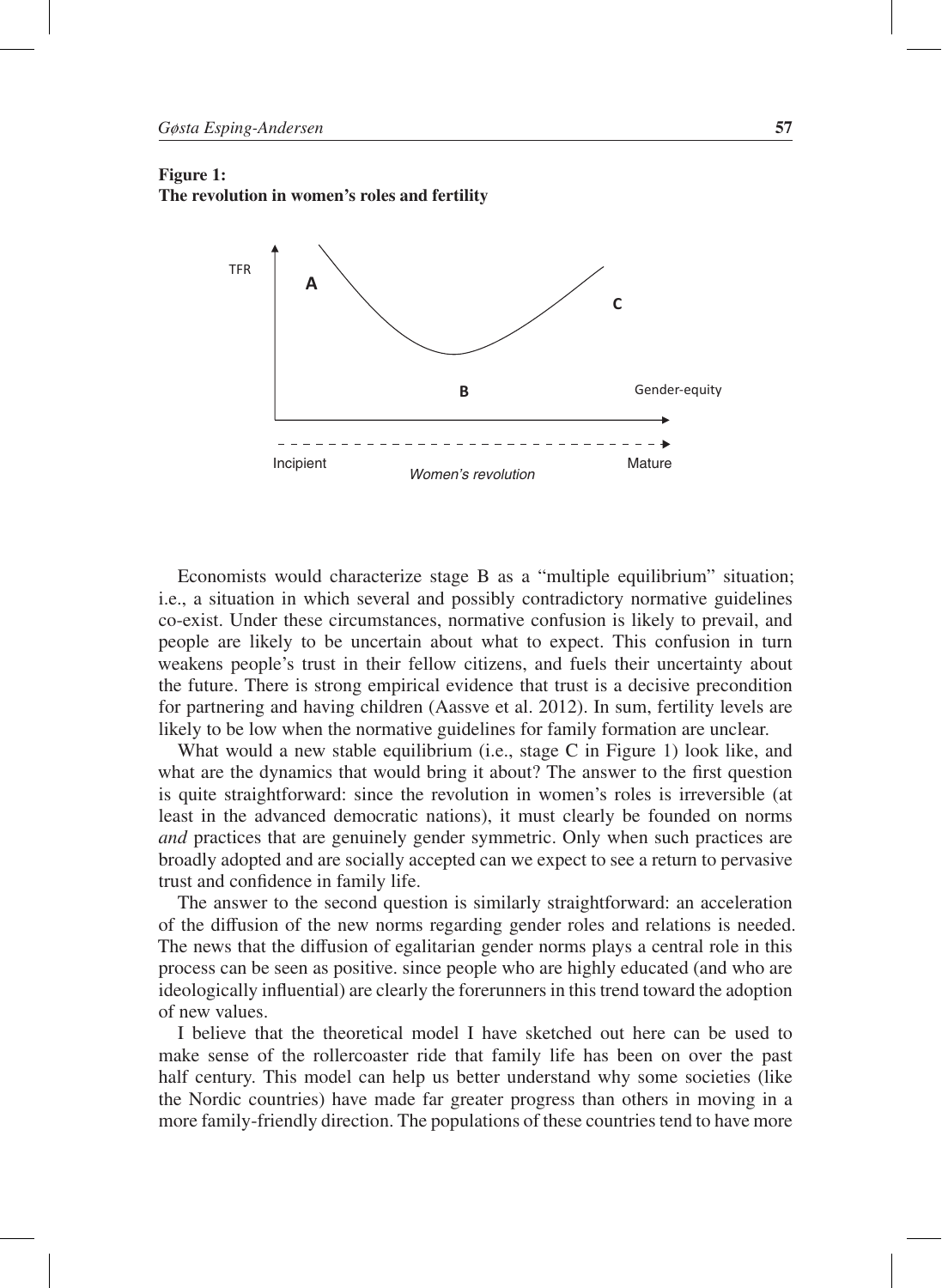**Figure 1:**
**The revolution in women's roles and fertility**

Economists would characterize stage B as a "multiple equilibrium" situation; i.e., a situation in which several and possibly contradictory normative guidelines co-exist. Under these circumstances, normative confusion is likely to prevail, and people are likely to be uncertain about what to expect. This confusion in turn weakens people's trust in their fellow citizens, and fuels their uncertainty about the future. There is strong empirical evidence that trust is a decisive precondition for partnering and having children (Aassve et al. 2012). In sum, fertility levels are likely to be low when the normative guidelines for family formation are unclear.

What would a new stable equilibrium (i.e., stage C in Figure 1) look like, and what are the dynamics that would bring it about? The answer to the first question is quite straightforward: since the revolution in women's roles is irreversible (at least in the advanced democratic nations), it must clearly be founded on norms *and* practices that are genuinely gender symmetric. Only when such practices are broadly adopted and are socially accepted can we expect to see a return to pervasive trust and confidence in family life.

The answer to the second question is similarly straightforward: an acceleration of the diffusion of the new norms regarding gender roles and relations is needed. The news that the diffusion of egalitarian gender norms plays a central role in this process can be seen as positive. since people who are highly educated (and who are ideologically influential) are clearly the forerunners in this trend toward the adoption of new values.

I believe that the theoretical model I have sketched out here can be used to make sense of the rollercoaster ride that family life has been on over the past half century. This model can help us better understand why some societies (like the Nordic countries) have made far greater progress than others in moving in a more family-friendly direction. The populations of these countries tend to have more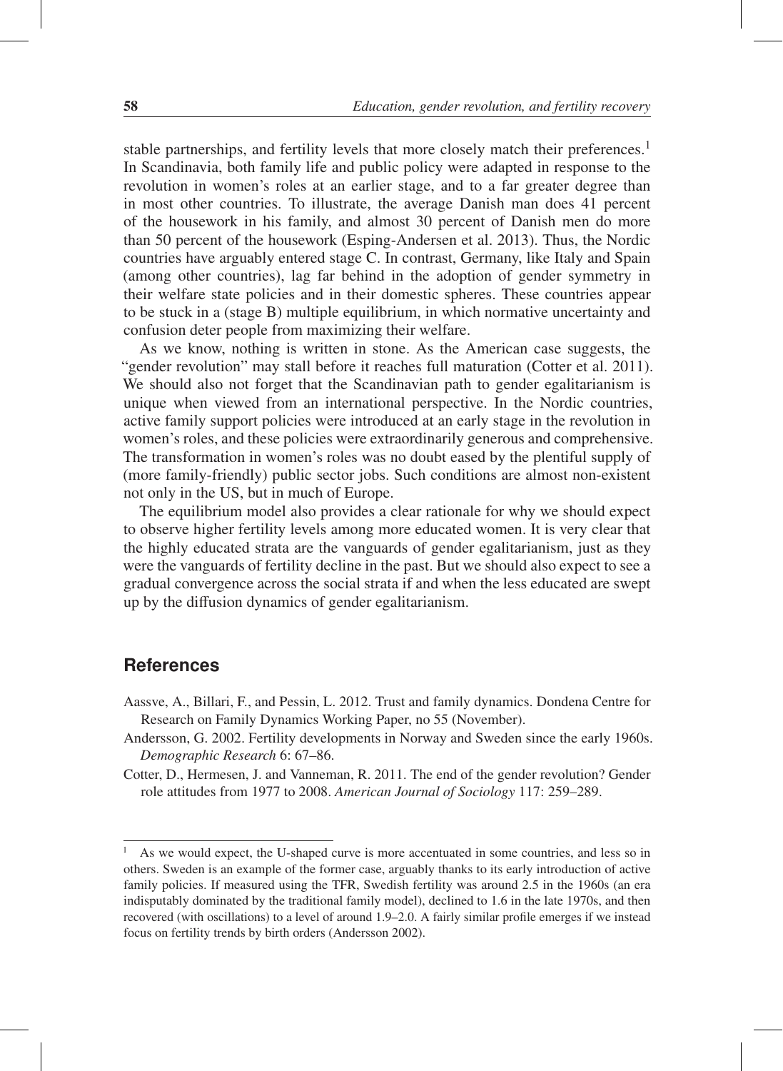stable partnerships, and fertility levels that more closely match their preferences.[1] In Scandinavia, both family life and public policy were adapted in response to the revolution in women's roles at an earlier stage, and to a far greater degree than in most other countries. To illustrate, the average Danish man does 41 percent of the housework in his family, and almost 30 percent of Danish men do more than 50 percent of the housework (Esping-Andersen et al. 2013). Thus, the Nordic countries have arguably entered stage C. In contrast, Germany, like Italy and Spain (among other countries), lag far behind in the adoption of gender symmetry in their welfare state policies and in their domestic spheres. These countries appear to be stuck in a (stage B) multiple equilibrium, in which normative uncertainty and confusion deter people from maximizing their welfare.

As we know, nothing is written in stone. As the American case suggests, the "gender revolution" may stall before it reaches full maturation (Cotter et al. 2011). We should also not forget that the Scandinavian path to gender egalitarianism is unique when viewed from an international perspective. In the Nordic countries, active family support policies were introduced at an early stage in the revolution in women's roles, and these policies were extraordinarily generous and comprehensive. The transformation in women's roles was no doubt eased by the plentiful supply of (more family-friendly) public sector jobs. Such conditions are almost non-existent not only in the US, but in much of Europe.

The equilibrium model also provides a clear rationale for why we should expect to observe higher fertility levels among more educated women. It is very clear that the highly educated strata are the vanguards of gender egalitarianism, just as they were the vanguards of fertility decline in the past. But we should also expect to see a gradual convergence across the social strata if and when the less educated are swept up by the diffusion dynamics of gender egalitarianism.

## References

Aassve, A., Billari, F., and Pessin, L. 2012. Trust and family dynamics. Dondena Centre for Research on Family Dynamics Working Paper, no 55 (November).

Andersson, G. 2002. Fertility developments in Norway and Sweden since the early 1960s. *Demographic Research* 6: 67–86.

Cotter, D., Hermesen, J. and Vanneman, R. 2011. The end of the gender revolution? Gender role attitudes from 1977 to 2008. *American Journal of Sociology* 117: 259–289.

---

[1] As we would expect, the U-shaped curve is more accentuated in some countries, and less so in others. Sweden is an example of the former case, arguably thanks to its early introduction of active family policies. If measured using the TFR, Swedish fertility was around 2.5 in the 1960s (an era indisputably dominated by the traditional family model), declined to 1.6 in the late 1970s, and then recovered (with oscillations) to a level of around 1.9–2.0. A fairly similar profile emerges if we instead focus on fertility trends by birth orders (Andersson 2002).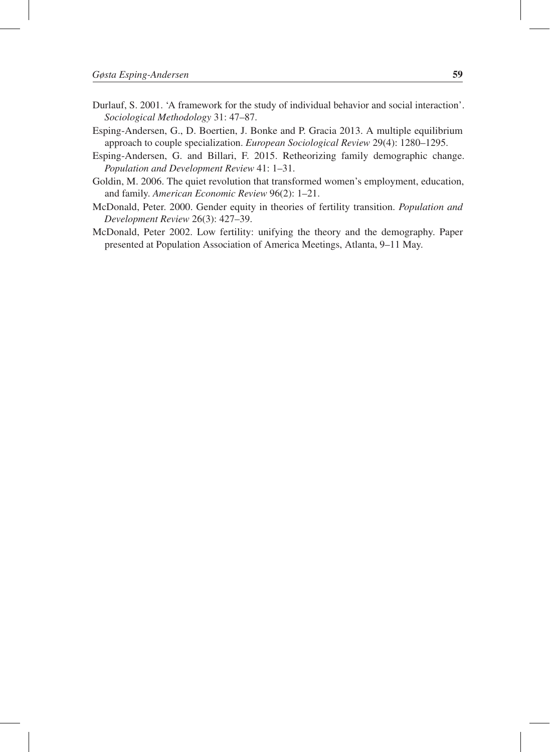Durlauf, S. 2001. 'A framework for the study of individual behavior and social interaction'. *Sociological Methodology* 31: 47–87.

Esping-Andersen, G., D. Boertien, J. Bonke and P. Gracia 2013. A multiple equilibrium approach to couple specialization. *European Sociological Review* 29(4): 1280–1295.

Esping-Andersen, G. and Billari, F. 2015. Retheorizing family demographic change. *Population and Development Review* 41: 1–31.

Goldin, M. 2006. The quiet revolution that transformed women's employment, education, and family. *American Economic Review* 96(2): 1–21.

McDonald, Peter. 2000. Gender equity in theories of fertility transition. *Population and Development Review* 26(3): 427–39.

McDonald, Peter 2002. Low fertility: unifying the theory and the demography. Paper presented at Population Association of America Meetings, Atlanta, 9–11 May.